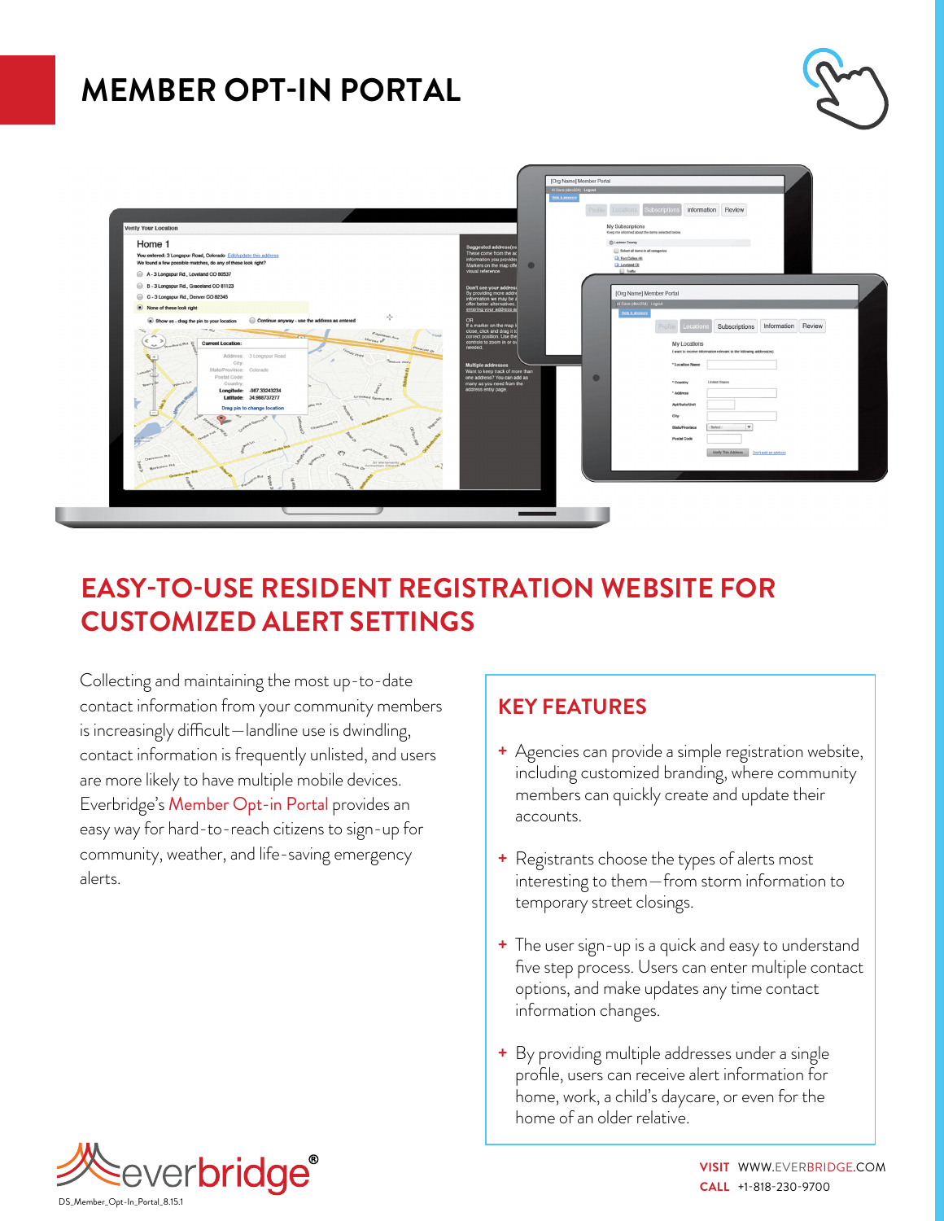# MEMBER OPT-IN PORTAL

## EASY-TO-USE RESIDENT REGISTRATION WEBSITE FOR CUSTOMIZED ALERT SETTINGS

Collecting and maintaining the most up-to-date contact information from your community members is increasingly difficult—landline use is dwindling, contact information is frequently unlisted, and users are more likely to have multiple mobile devices. Everbridge's Member Opt-in Portal provides an easy way for hard-to-reach citizens to sign-up for community, weather, and life-saving emergency alerts.

### KEY FEATURES

+ Agencies can provide a simple registration website, including customized branding, where community members can quickly create and update their accounts.

+ Registrants choose the types of alerts most interesting to them—from storm information to temporary street closings.

+ The user sign-up is a quick and easy to understand five step process. Users can enter multiple contact options, and make updates any time contact information changes.

+ By providing multiple addresses under a single profile, users can receive alert information for home, work, a child's daycare, or even for the home of an older relative.

everbridge®

DS_Member_Opt-In_Portal_8.15.1

**VISIT** WWW.EVERBRIDGE.COM
**CALL** +1-818-230-9700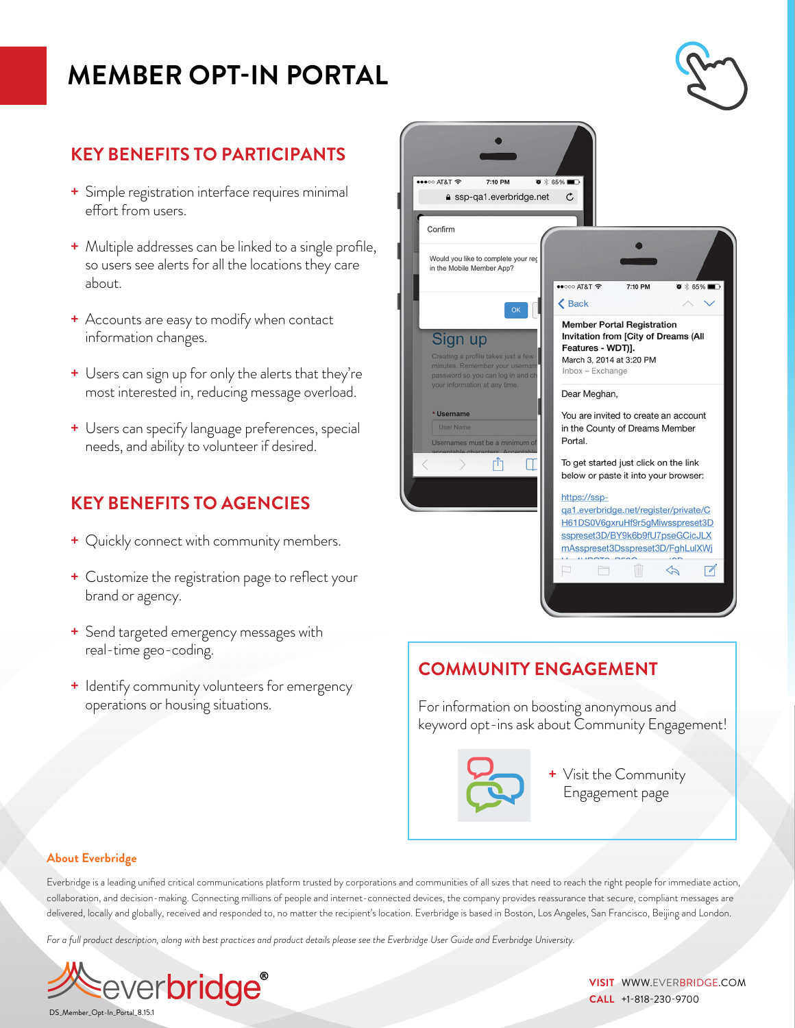# MEMBER OPT-IN PORTAL

## KEY BENEFITS TO PARTICIPANTS

+ Simple registration interface requires minimal effort from users.
+ Multiple addresses can be linked to a single profile, so users see alerts for all the locations they care about.
+ Accounts are easy to modify when contact information changes.
+ Users can sign up for only the alerts that they're most interested in, reducing message overload.
+ Users can specify language preferences, special needs, and ability to volunteer if desired.

## KEY BENEFITS TO AGENCIES

+ Quickly connect with community members.
+ Customize the registration page to reflect your brand or agency.
+ Send targeted emergency messages with real-time geo-coding.
+ Identify community volunteers for emergency operations or housing situations.

## COMMUNITY ENGAGEMENT

For information on boosting anonymous and keyword opt-ins ask about Community Engagement!

+ Visit the Community Engagement page

### About Everbridge

Everbridge is a leading unified critical communications platform trusted by corporations and communities of all sizes that need to reach the right people for immediate action, collaboration, and decision-making. Connecting millions of people and internet-connected devices, the company provides reassurance that secure, compliant messages are delivered, locally and globally, received and responded to, no matter the recipient's location. Everbridge is based in Boston, Los Angeles, San Francisco, Beijing and London.

*For a full product description, along with best practices and product details please see the Everbridge User Guide and Everbridge University.*

everbridge®

DS_Member_Opt-In_Portal_8.15.1

**VISIT** WWW.EVERBRIDGE.COM
**CALL** +1-818-230-9700